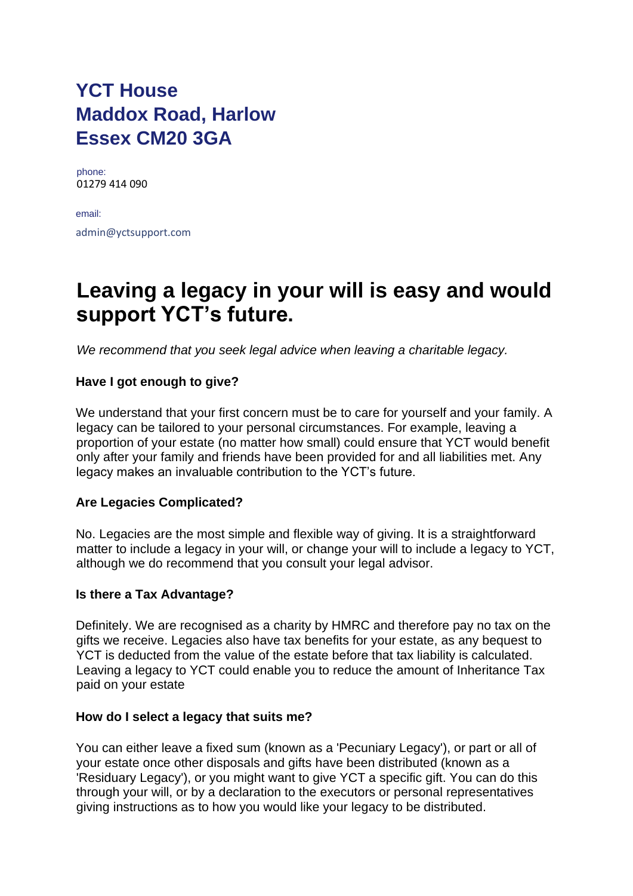# YCT House
# Maddox Road, Harlow
# Essex CM20 3GA

phone:
01279 414 090

email:
admin@yctsupport.com

# Leaving a legacy in your will is easy and would support YCT's future.

*We recommend that you seek legal advice when leaving a charitable legacy.*

**Have I got enough to give?**

We understand that your first concern must be to care for yourself and your family. A legacy can be tailored to your personal circumstances. For example, leaving a proportion of your estate (no matter how small) could ensure that YCT would benefit only after your family and friends have been provided for and all liabilities met. Any legacy makes an invaluable contribution to the YCT's future.

**Are Legacies Complicated?**

No. Legacies are the most simple and flexible way of giving. It is a straightforward matter to include a legacy in your will, or change your will to include a legacy to YCT, although we do recommend that you consult your legal advisor.

**Is there a Tax Advantage?**

Definitely. We are recognised as a charity by HMRC and therefore pay no tax on the gifts we receive. Legacies also have tax benefits for your estate, as any bequest to YCT is deducted from the value of the estate before that tax liability is calculated. Leaving a legacy to YCT could enable you to reduce the amount of Inheritance Tax paid on your estate

**How do I select a legacy that suits me?**

You can either leave a fixed sum (known as a 'Pecuniary Legacy'), or part or all of your estate once other disposals and gifts have been distributed (known as a 'Residuary Legacy'), or you might want to give YCT a specific gift. You can do this through your will, or by a declaration to the executors or personal representatives giving instructions as to how you would like your legacy to be distributed.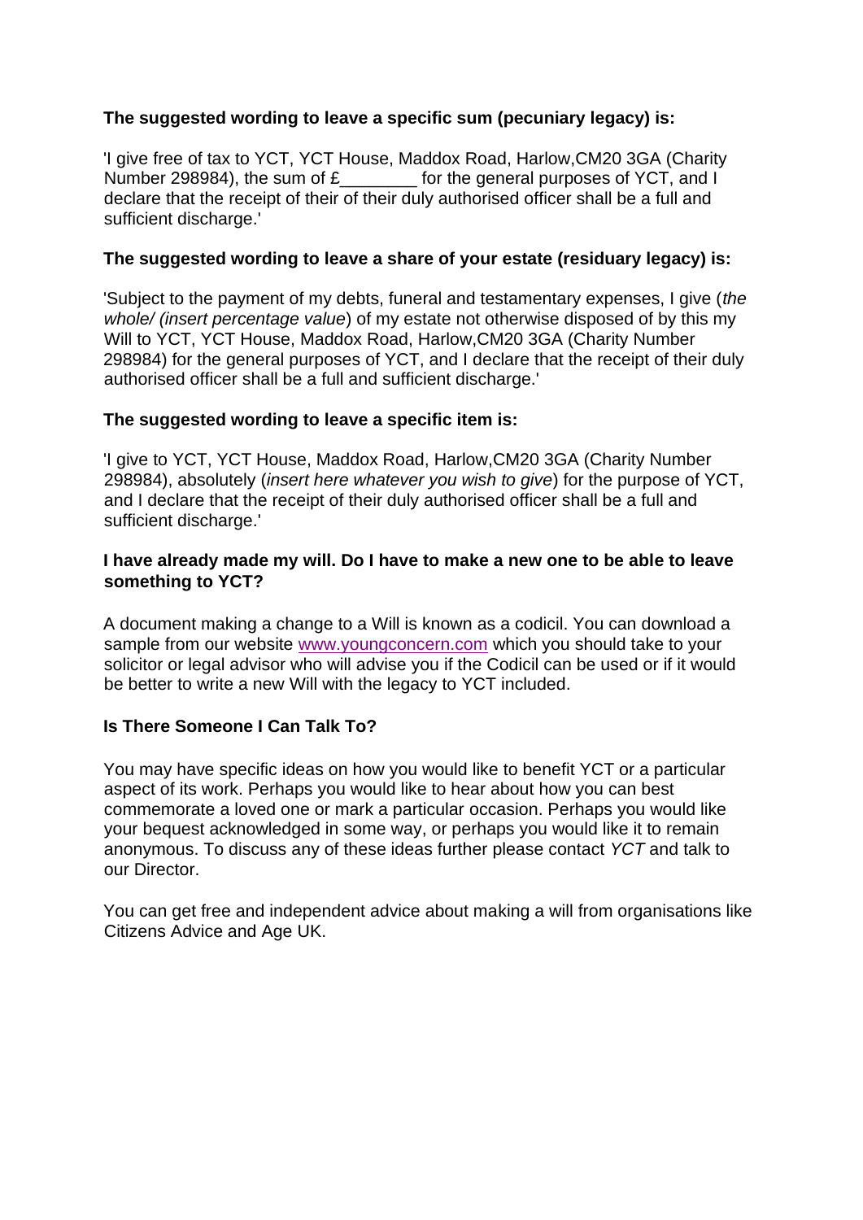**The suggested wording to leave a specific sum (pecuniary legacy) is:**

'I give free of tax to YCT, YCT House, Maddox Road, Harlow,CM20 3GA (Charity Number 298984), the sum of £________ for the general purposes of YCT, and I declare that the receipt of their of their duly authorised officer shall be a full and sufficient discharge.'

**The suggested wording to leave a share of your estate (residuary legacy) is:**

'Subject to the payment of my debts, funeral and testamentary expenses, I give (*the whole/ (insert percentage value*) of my estate not otherwise disposed of by this my Will to YCT, YCT House, Maddox Road, Harlow,CM20 3GA (Charity Number 298984) for the general purposes of YCT, and I declare that the receipt of their duly authorised officer shall be a full and sufficient discharge.'

**The suggested wording to leave a specific item is:**

'I give to YCT, YCT House, Maddox Road, Harlow,CM20 3GA (Charity Number 298984), absolutely (*insert here whatever you wish to give*) for the purpose of YCT, and I declare that the receipt of their duly authorised officer shall be a full and sufficient discharge.'

**I have already made my will. Do I have to make a new one to be able to leave something to YCT?**

A document making a change to a Will is known as a codicil. You can download a sample from our website www.youngconcern.com which you should take to your solicitor or legal advisor who will advise you if the Codicil can be used or if it would be better to write a new Will with the legacy to YCT included.

**Is There Someone I Can Talk To?**

You may have specific ideas on how you would like to benefit YCT or a particular aspect of its work. Perhaps you would like to hear about how you can best commemorate a loved one or mark a particular occasion. Perhaps you would like your bequest acknowledged in some way, or perhaps you would like it to remain anonymous. To discuss any of these ideas further please contact *YCT* and talk to our Director.

You can get free and independent advice about making a will from organisations like Citizens Advice and Age UK.